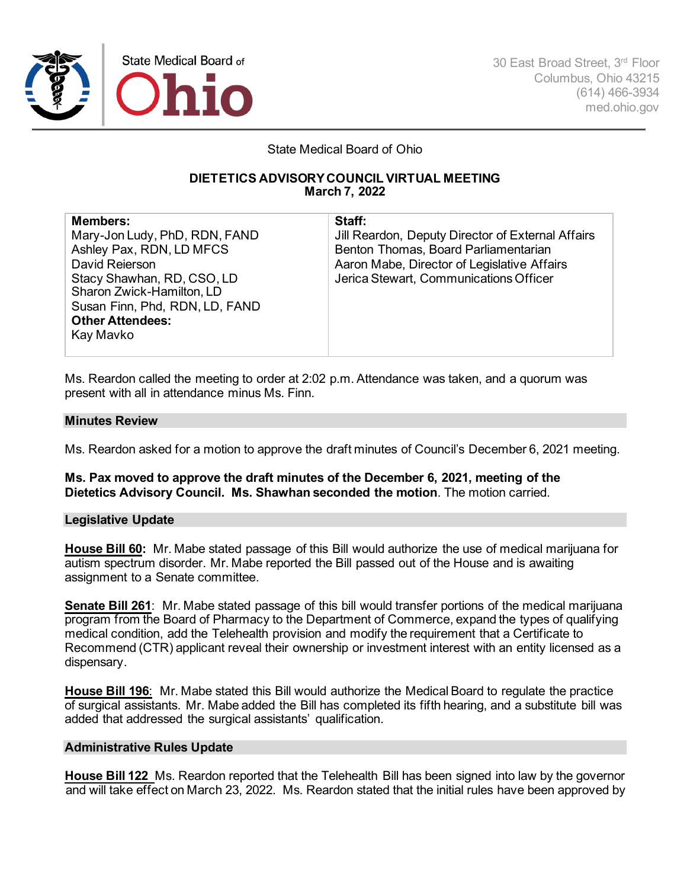State Medical Board of **Ohio**

30 East Broad Street, 3rd Floor
Columbus, Ohio 43215
(614) 466-3934
med.ohio.gov

State Medical Board of Ohio

**DIETETICS ADVISORY COUNCIL VIRTUAL MEETING**
**March 7, 2022**

| **Members:** | **Staff:** |
|---|---|
| Mary-Jon Ludy, PhD, RDN, FAND | Jill Reardon, Deputy Director of External Affairs |
| Ashley Pax, RDN, LD MFCS | Benton Thomas, Board Parliamentarian |
| David Reierson | Aaron Mabe, Director of Legislative Affairs |
| Stacy Shawhan, RD, CSO, LD | Jerica Stewart, Communications Officer |
| Sharon Zwick-Hamilton, LD | |
| Susan Finn, Phd, RDN, LD, FAND | |
| **Other Attendees:** | |
| Kay Mavko | |

Ms. Reardon called the meeting to order at 2:02 p.m. Attendance was taken, and a quorum was present with all in attendance minus Ms. Finn.

## Minutes Review

Ms. Reardon asked for a motion to approve the draft minutes of Council's December 6, 2021 meeting.

**Ms. Pax moved to approve the draft minutes of the December 6, 2021, meeting of the Dietetics Advisory Council. Ms. Shawhan seconded the motion**. The motion carried.

## Legislative Update

**House Bill 60:** Mr. Mabe stated passage of this Bill would authorize the use of medical marijuana for autism spectrum disorder. Mr. Mabe reported the Bill passed out of the House and is awaiting assignment to a Senate committee.

**Senate Bill 261**: Mr. Mabe stated passage of this bill would transfer portions of the medical marijuana program from the Board of Pharmacy to the Department of Commerce, expand the types of qualifying medical condition, add the Telehealth provision and modify the requirement that a Certificate to Recommend (CTR) applicant reveal their ownership or investment interest with an entity licensed as a dispensary.

**House Bill 196**: Mr. Mabe stated this Bill would authorize the Medical Board to regulate the practice of surgical assistants. Mr. Mabe added the Bill has completed its fifth hearing, and a substitute bill was added that addressed the surgical assistants' qualification.

## Administrative Rules Update

**House Bill 122** Ms. Reardon reported that the Telehealth Bill has been signed into law by the governor and will take effect on March 23, 2022. Ms. Reardon stated that the initial rules have been approved by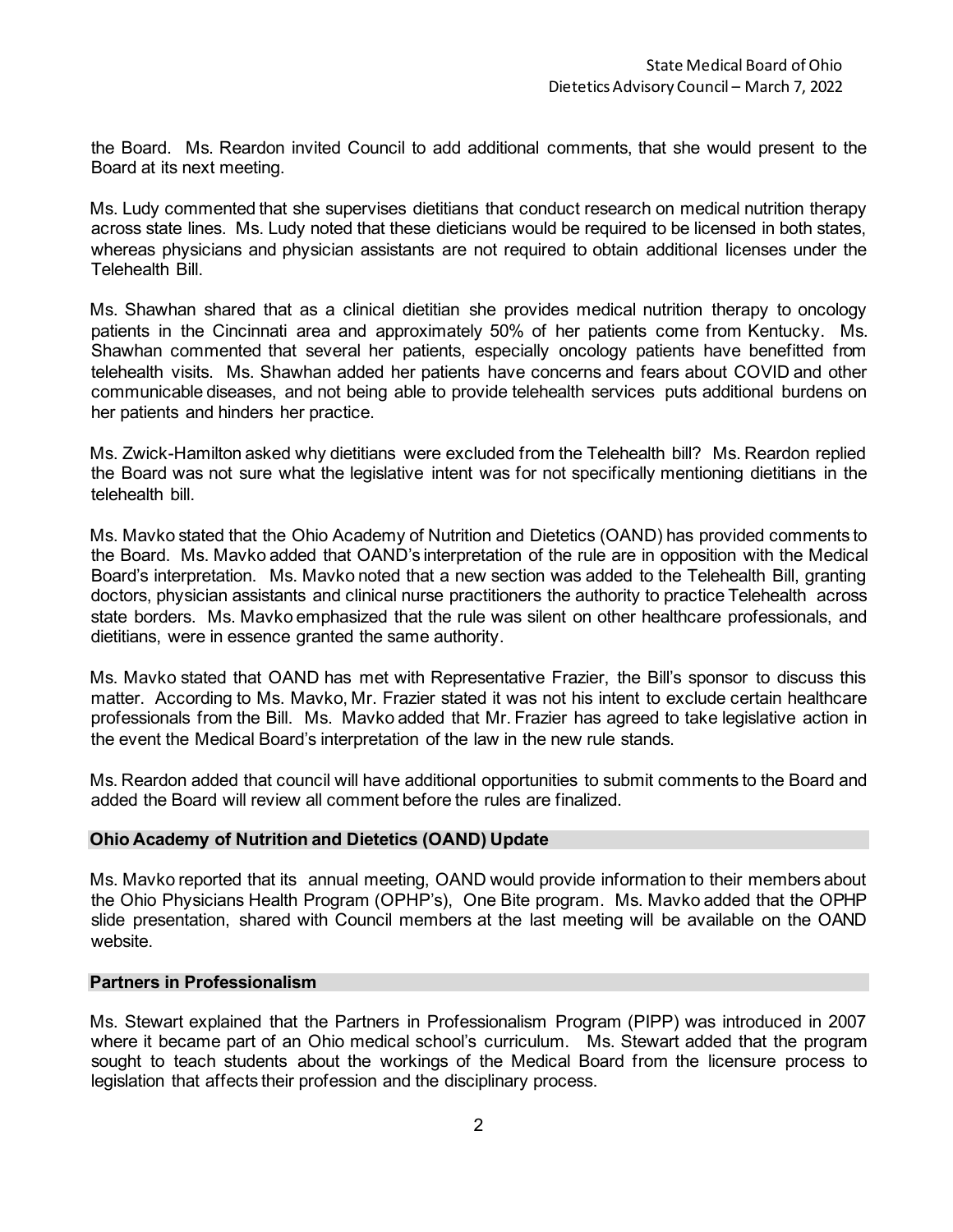the Board. Ms. Reardon invited Council to add additional comments, that she would present to the Board at its next meeting.

Ms. Ludy commented that she supervises dietitians that conduct research on medical nutrition therapy across state lines. Ms. Ludy noted that these dieticians would be required to be licensed in both states, whereas physicians and physician assistants are not required to obtain additional licenses under the Telehealth Bill.

Ms. Shawhan shared that as a clinical dietitian she provides medical nutrition therapy to oncology patients in the Cincinnati area and approximately 50% of her patients come from Kentucky. Ms. Shawhan commented that several her patients, especially oncology patients have benefitted from telehealth visits. Ms. Shawhan added her patients have concerns and fears about COVID and other communicable diseases, and not being able to provide telehealth services puts additional burdens on her patients and hinders her practice.

Ms. Zwick-Hamilton asked why dietitians were excluded from the Telehealth bill? Ms. Reardon replied the Board was not sure what the legislative intent was for not specifically mentioning dietitians in the telehealth bill.

Ms. Mavko stated that the Ohio Academy of Nutrition and Dietetics (OAND) has provided comments to the Board. Ms. Mavko added that OAND's interpretation of the rule are in opposition with the Medical Board's interpretation. Ms. Mavko noted that a new section was added to the Telehealth Bill, granting doctors, physician assistants and clinical nurse practitioners the authority to practice Telehealth across state borders. Ms. Mavko emphasized that the rule was silent on other healthcare professionals, and dietitians, were in essence granted the same authority.

Ms. Mavko stated that OAND has met with Representative Frazier, the Bill's sponsor to discuss this matter. According to Ms. Mavko, Mr. Frazier stated it was not his intent to exclude certain healthcare professionals from the Bill. Ms. Mavko added that Mr. Frazier has agreed to take legislative action in the event the Medical Board's interpretation of the law in the new rule stands.

Ms. Reardon added that council will have additional opportunities to submit comments to the Board and added the Board will review all comment before the rules are finalized.

## Ohio Academy of Nutrition and Dietetics (OAND) Update

Ms. Mavko reported that its annual meeting, OAND would provide information to their members about the Ohio Physicians Health Program (OPHP's), One Bite program. Ms. Mavko added that the OPHP slide presentation, shared with Council members at the last meeting will be available on the OAND website.

## Partners in Professionalism

Ms. Stewart explained that the Partners in Professionalism Program (PIPP) was introduced in 2007 where it became part of an Ohio medical school's curriculum. Ms. Stewart added that the program sought to teach students about the workings of the Medical Board from the licensure process to legislation that affects their profession and the disciplinary process.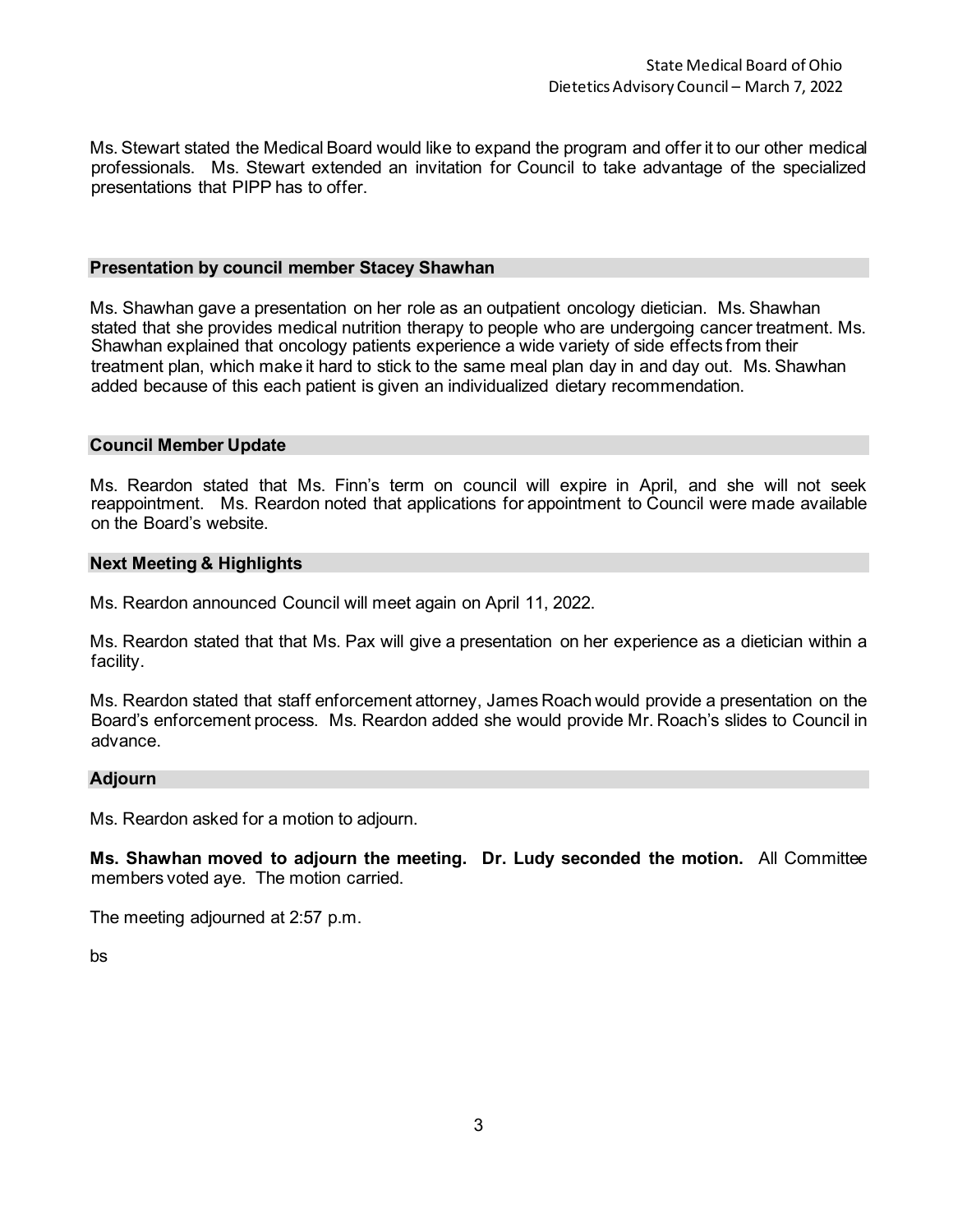Ms. Stewart stated the Medical Board would like to expand the program and offer it to our other medical professionals. Ms. Stewart extended an invitation for Council to take advantage of the specialized presentations that PIPP has to offer.

## Presentation by council member Stacey Shawhan

Ms. Shawhan gave a presentation on her role as an outpatient oncology dietician. Ms. Shawhan stated that she provides medical nutrition therapy to people who are undergoing cancer treatment. Ms. Shawhan explained that oncology patients experience a wide variety of side effects from their treatment plan, which make it hard to stick to the same meal plan day in and day out. Ms. Shawhan added because of this each patient is given an individualized dietary recommendation.

## Council Member Update

Ms. Reardon stated that Ms. Finn's term on council will expire in April, and she will not seek reappointment. Ms. Reardon noted that applications for appointment to Council were made available on the Board's website.

## Next Meeting & Highlights

Ms. Reardon announced Council will meet again on April 11, 2022.

Ms. Reardon stated that that Ms. Pax will give a presentation on her experience as a dietician within a facility.

Ms. Reardon stated that staff enforcement attorney, James Roach would provide a presentation on the Board's enforcement process. Ms. Reardon added she would provide Mr. Roach's slides to Council in advance.

## Adjourn

Ms. Reardon asked for a motion to adjourn.

**Ms. Shawhan moved to adjourn the meeting. Dr. Ludy seconded the motion.** All Committee members voted aye. The motion carried.

The meeting adjourned at 2:57 p.m.

bs